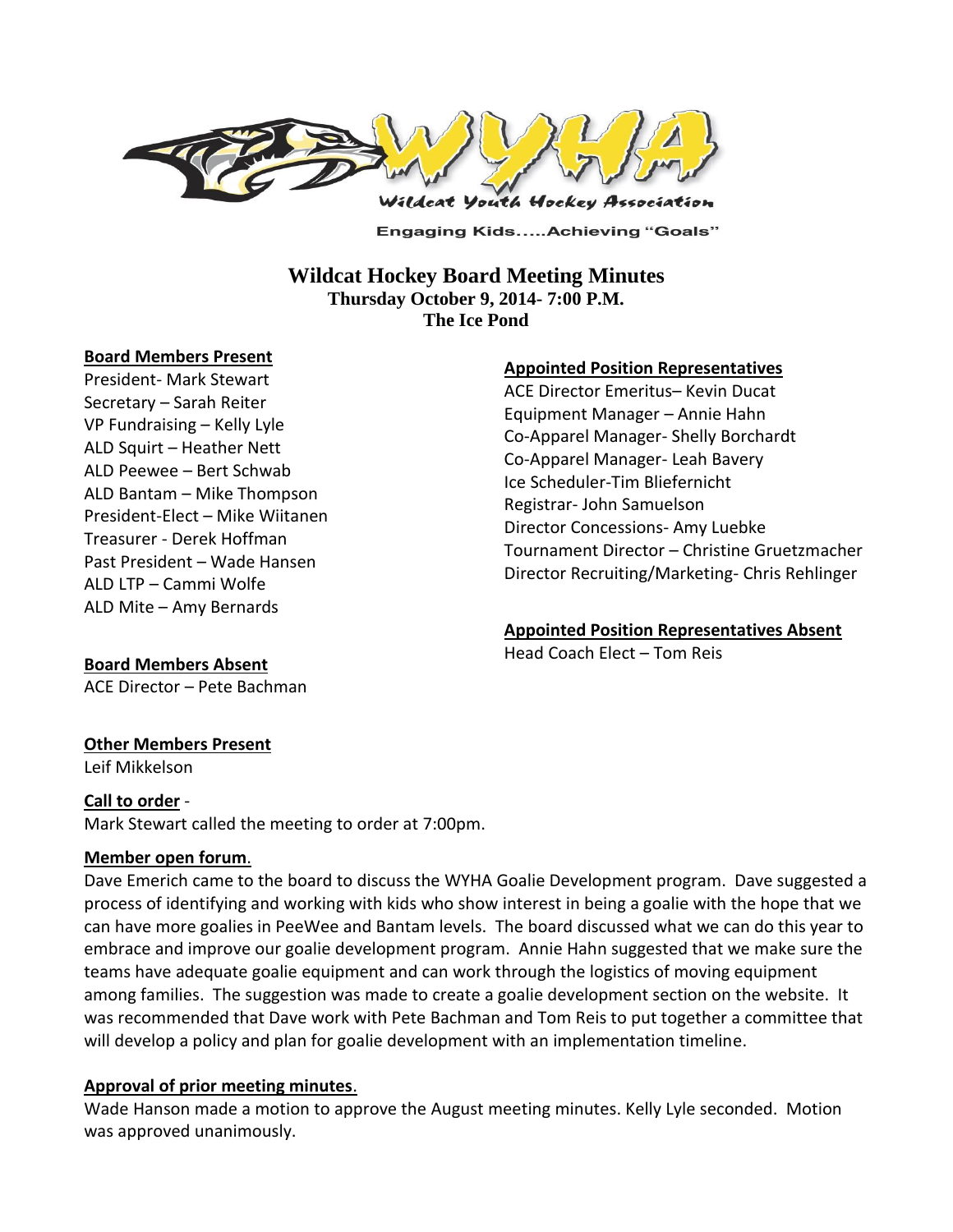Engaging Kids.....Achieving "Goals"

# Wildcat Hockey Board Meeting Minutes

**Thursday October 9, 2014- 7:00 P.M.**
**The Ice Pond**

**Board Members Present**

President- Mark Stewart
Secretary – Sarah Reiter
VP Fundraising – Kelly Lyle
ALD Squirt – Heather Nett
ALD Peewee – Bert Schwab
ALD Bantam – Mike Thompson
President-Elect – Mike Wiitanen
Treasurer - Derek Hoffman
Past President – Wade Hansen
ALD LTP – Cammi Wolfe
ALD Mite – Amy Bernards

**Board Members Absent**

ACE Director – Pete Bachman

**Appointed Position Representatives**

ACE Director Emeritus– Kevin Ducat
Equipment Manager – Annie Hahn
Co-Apparel Manager- Shelly Borchardt
Co-Apparel Manager- Leah Bavery
Ice Scheduler-Tim Bliefernicht
Registrar- John Samuelson
Director Concessions- Amy Luebke
Tournament Director – Christine Gruetzmacher
Director Recruiting/Marketing- Chris Rehlinger

**Appointed Position Representatives Absent**

Head Coach Elect – Tom Reis

**Other Members Present**

Leif Mikkelson

**Call to order** -

Mark Stewart called the meeting to order at 7:00pm.

**Member open forum**.

Dave Emerich came to the board to discuss the WYHA Goalie Development program. Dave suggested a process of identifying and working with kids who show interest in being a goalie with the hope that we can have more goalies in PeeWee and Bantam levels. The board discussed what we can do this year to embrace and improve our goalie development program. Annie Hahn suggested that we make sure the teams have adequate goalie equipment and can work through the logistics of moving equipment among families. The suggestion was made to create a goalie development section on the website. It was recommended that Dave work with Pete Bachman and Tom Reis to put together a committee that will develop a policy and plan for goalie development with an implementation timeline.

**Approval of prior meeting minutes**.

Wade Hanson made a motion to approve the August meeting minutes. Kelly Lyle seconded. Motion was approved unanimously.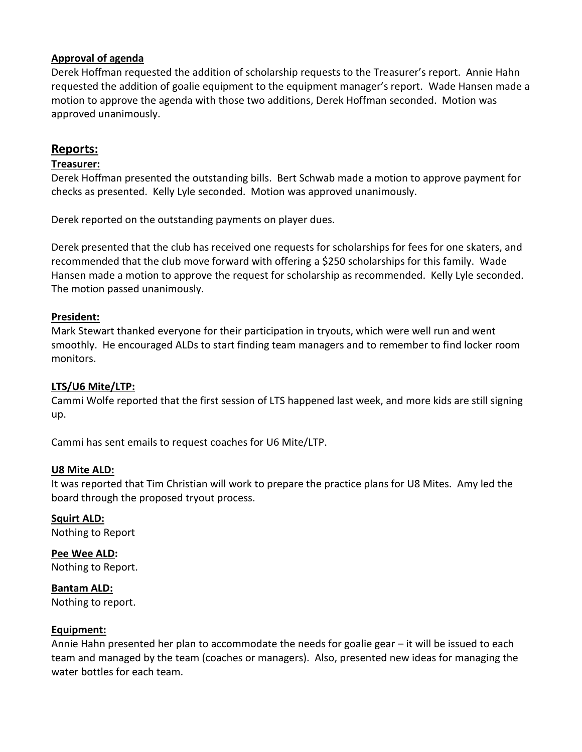**Approval of agenda**

Derek Hoffman requested the addition of scholarship requests to the Treasurer's report. Annie Hahn requested the addition of goalie equipment to the equipment manager's report. Wade Hansen made a motion to approve the agenda with those two additions, Derek Hoffman seconded. Motion was approved unanimously.

## Reports:

**Treasurer:**

Derek Hoffman presented the outstanding bills. Bert Schwab made a motion to approve payment for checks as presented. Kelly Lyle seconded. Motion was approved unanimously.

Derek reported on the outstanding payments on player dues.

Derek presented that the club has received one requests for scholarships for fees for one skaters, and recommended that the club move forward with offering a $250 scholarships for this family. Wade Hansen made a motion to approve the request for scholarship as recommended. Kelly Lyle seconded. The motion passed unanimously.

**President:**

Mark Stewart thanked everyone for their participation in tryouts, which were well run and went smoothly. He encouraged ALDs to start finding team managers and to remember to find locker room monitors.

**LTS/U6 Mite/LTP:**

Cammi Wolfe reported that the first session of LTS happened last week, and more kids are still signing up.

Cammi has sent emails to request coaches for U6 Mite/LTP.

**U8 Mite ALD:**

It was reported that Tim Christian will work to prepare the practice plans for U8 Mites. Amy led the board through the proposed tryout process.

**Squirt ALD:**

Nothing to Report

**Pee Wee ALD:**

Nothing to Report.

**Bantam ALD:**

Nothing to report.

**Equipment:**

Annie Hahn presented her plan to accommodate the needs for goalie gear – it will be issued to each team and managed by the team (coaches or managers). Also, presented new ideas for managing the water bottles for each team.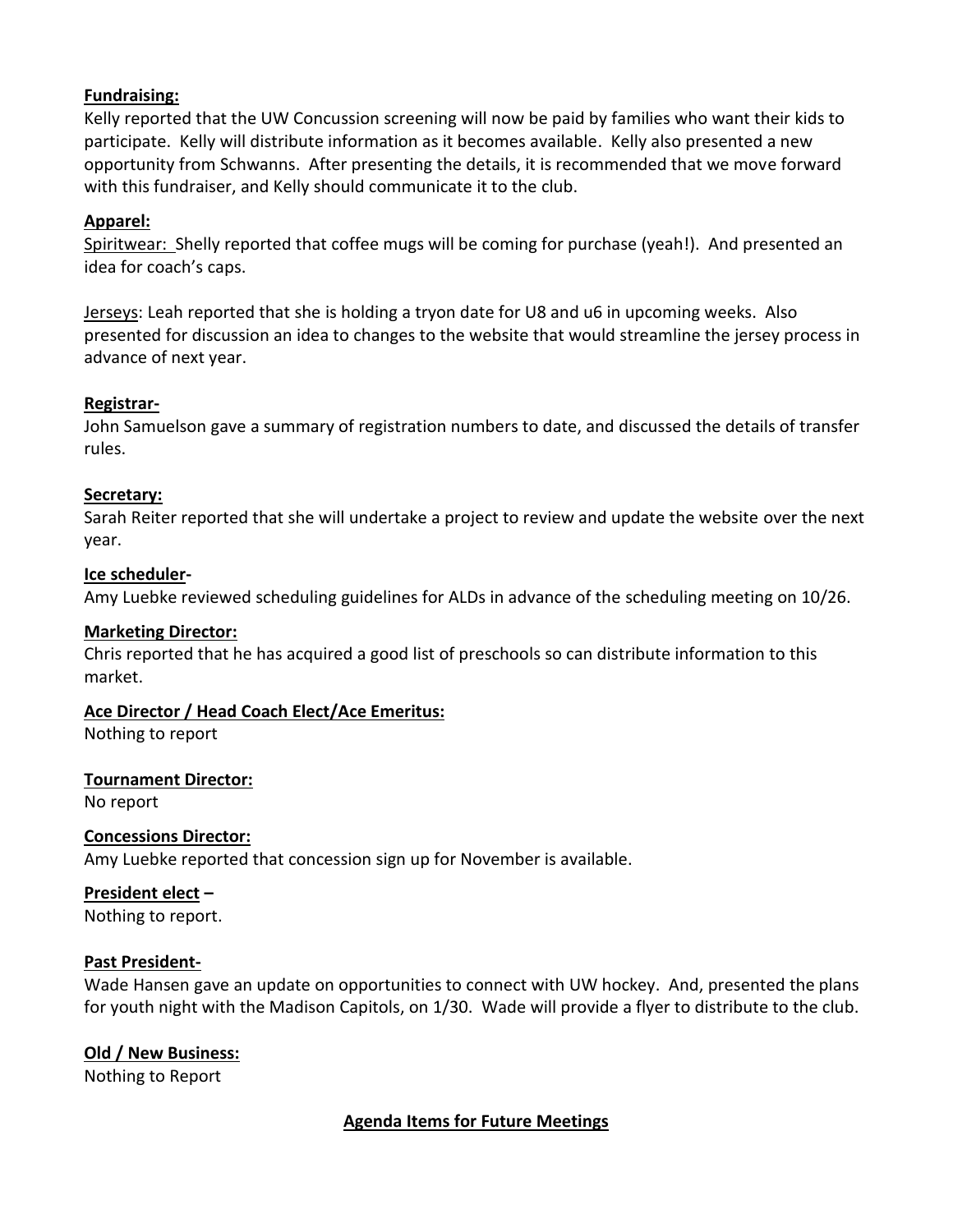**Fundraising:**
Kelly reported that the UW Concussion screening will now be paid by families who want their kids to participate. Kelly will distribute information as it becomes available. Kelly also presented a new opportunity from Schwanns. After presenting the details, it is recommended that we move forward with this fundraiser, and Kelly should communicate it to the club.

**Apparel:**
Spiritwear: Shelly reported that coffee mugs will be coming for purchase (yeah!). And presented an idea for coach's caps.

Jerseys: Leah reported that she is holding a tryon date for U8 and u6 in upcoming weeks. Also presented for discussion an idea to changes to the website that would streamline the jersey process in advance of next year.

**Registrar-**
John Samuelson gave a summary of registration numbers to date, and discussed the details of transfer rules.

**Secretary:**
Sarah Reiter reported that she will undertake a project to review and update the website over the next year.

**Ice scheduler-**
Amy Luebke reviewed scheduling guidelines for ALDs in advance of the scheduling meeting on 10/26.

**Marketing Director:**
Chris reported that he has acquired a good list of preschools so can distribute information to this market.

**Ace Director / Head Coach Elect/Ace Emeritus:**
Nothing to report

**Tournament Director:**
No report

**Concessions Director:**
Amy Luebke reported that concession sign up for November is available.

**President elect –**
Nothing to report.

**Past President-**
Wade Hansen gave an update on opportunities to connect with UW hockey. And, presented the plans for youth night with the Madison Capitols, on 1/30. Wade will provide a flyer to distribute to the club.

**Old / New Business:**
Nothing to Report

**Agenda Items for Future Meetings**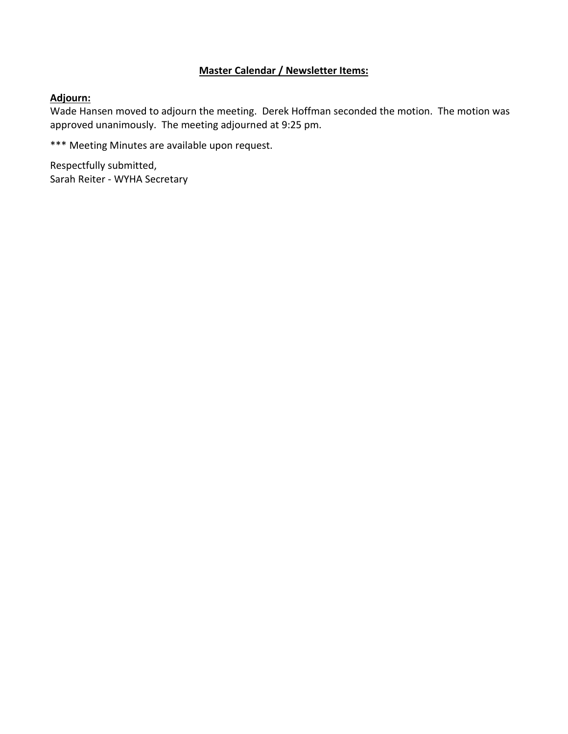**Master Calendar / Newsletter Items:**

**Adjourn:**
Wade Hansen moved to adjourn the meeting. Derek Hoffman seconded the motion. The motion was approved unanimously. The meeting adjourned at 9:25 pm.

*** Meeting Minutes are available upon request.

Respectfully submitted,
Sarah Reiter - WYHA Secretary